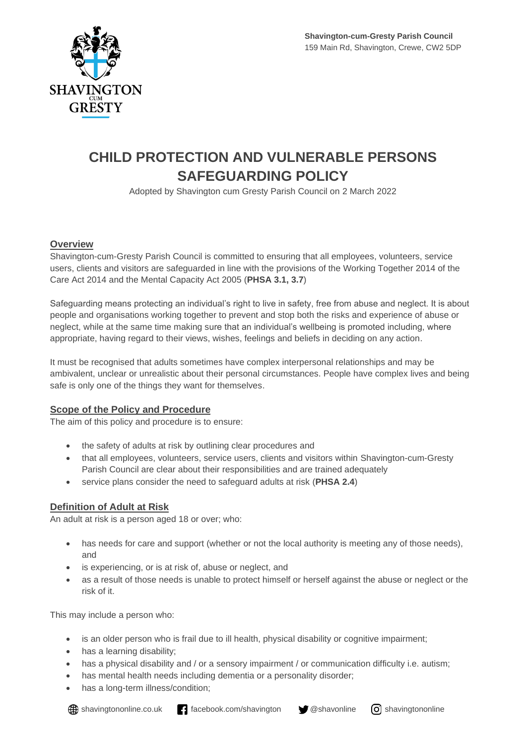**Shavington-cum-Gresty Parish Council**
159 Main Rd, Shavington, Crewe, CW2 5DP

# CHILD PROTECTION AND VULNERABLE PERSONS SAFEGUARDING POLICY

Adopted by Shavington cum Gresty Parish Council on 2 March 2022

## Overview

Shavington-cum-Gresty Parish Council is committed to ensuring that all employees, volunteers, service users, clients and visitors are safeguarded in line with the provisions of the Working Together 2014 of the Care Act 2014 and the Mental Capacity Act 2005 (**PHSA 3.1, 3.7**)

Safeguarding means protecting an individual's right to live in safety, free from abuse and neglect. It is about people and organisations working together to prevent and stop both the risks and experience of abuse or neglect, while at the same time making sure that an individual's wellbeing is promoted including, where appropriate, having regard to their views, wishes, feelings and beliefs in deciding on any action.

It must be recognised that adults sometimes have complex interpersonal relationships and may be ambivalent, unclear or unrealistic about their personal circumstances. People have complex lives and being safe is only one of the things they want for themselves.

## Scope of the Policy and Procedure

The aim of this policy and procedure is to ensure:

- the safety of adults at risk by outlining clear procedures and
- that all employees, volunteers, service users, clients and visitors within Shavington-cum-Gresty Parish Council are clear about their responsibilities and are trained adequately
- service plans consider the need to safeguard adults at risk (**PHSA 2.4**)

## Definition of Adult at Risk

An adult at risk is a person aged 18 or over; who:

- has needs for care and support (whether or not the local authority is meeting any of those needs), and
- is experiencing, or is at risk of, abuse or neglect, and
- as a result of those needs is unable to protect himself or herself against the abuse or neglect or the risk of it.

This may include a person who:

- is an older person who is frail due to ill health, physical disability or cognitive impairment;
- has a learning disability;
- has a physical disability and / or a sensory impairment / or communication difficulty i.e. autism;
- has mental health needs including dementia or a personality disorder;
- has a long-term illness/condition;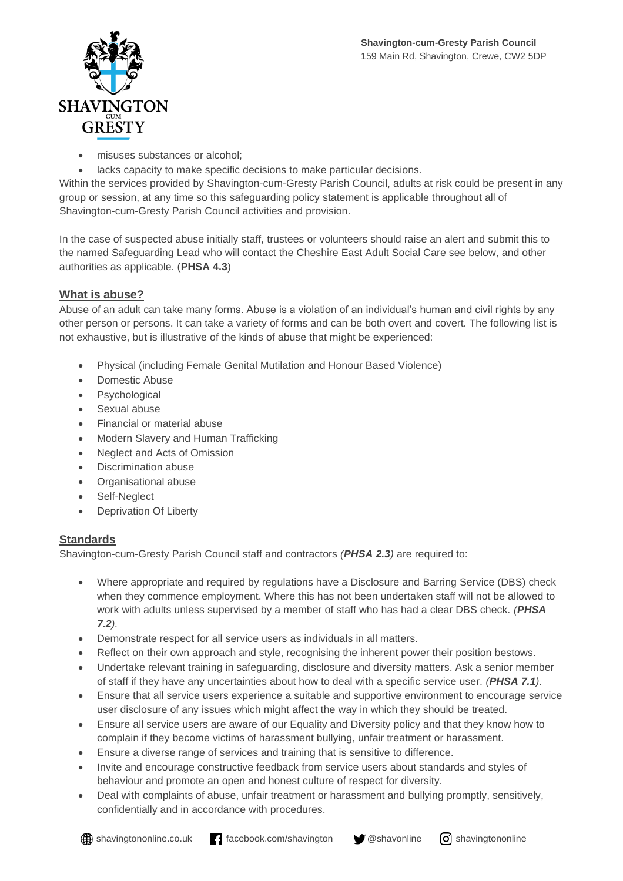- misuses substances or alcohol;
- lacks capacity to make specific decisions to make particular decisions.

Within the services provided by Shavington-cum-Gresty Parish Council, adults at risk could be present in any group or session, at any time so this safeguarding policy statement is applicable throughout all of Shavington-cum-Gresty Parish Council activities and provision.

In the case of suspected abuse initially staff, trustees or volunteers should raise an alert and submit this to the named Safeguarding Lead who will contact the Cheshire East Adult Social Care see below, and other authorities as applicable. (**PHSA 4.3**)

## What is abuse?

Abuse of an adult can take many forms. Abuse is a violation of an individual's human and civil rights by any other person or persons. It can take a variety of forms and can be both overt and covert. The following list is not exhaustive, but is illustrative of the kinds of abuse that might be experienced:

- Physical (including Female Genital Mutilation and Honour Based Violence)
- Domestic Abuse
- Psychological
- Sexual abuse
- Financial or material abuse
- Modern Slavery and Human Trafficking
- Neglect and Acts of Omission
- Discrimination abuse
- Organisational abuse
- Self-Neglect
- Deprivation Of Liberty

## Standards

Shavington-cum-Gresty Parish Council staff and contractors ***(PHSA 2.3)*** are required to:

- Where appropriate and required by regulations have a Disclosure and Barring Service (DBS) check when they commence employment. Where this has not been undertaken staff will not be allowed to work with adults unless supervised by a member of staff who has had a clear DBS check. ***(PHSA 7.2)***.
- Demonstrate respect for all service users as individuals in all matters.
- Reflect on their own approach and style, recognising the inherent power their position bestows.
- Undertake relevant training in safeguarding, disclosure and diversity matters. Ask a senior member of staff if they have any uncertainties about how to deal with a specific service user. ***(PHSA 7.1)***.
- Ensure that all service users experience a suitable and supportive environment to encourage service user disclosure of any issues which might affect the way in which they should be treated.
- Ensure all service users are aware of our Equality and Diversity policy and that they know how to complain if they become victims of harassment bullying, unfair treatment or harassment.
- Ensure a diverse range of services and training that is sensitive to difference.
- Invite and encourage constructive feedback from service users about standards and styles of behaviour and promote an open and honest culture of respect for diversity.
- Deal with complaints of abuse, unfair treatment or harassment and bullying promptly, sensitively, confidentially and in accordance with procedures.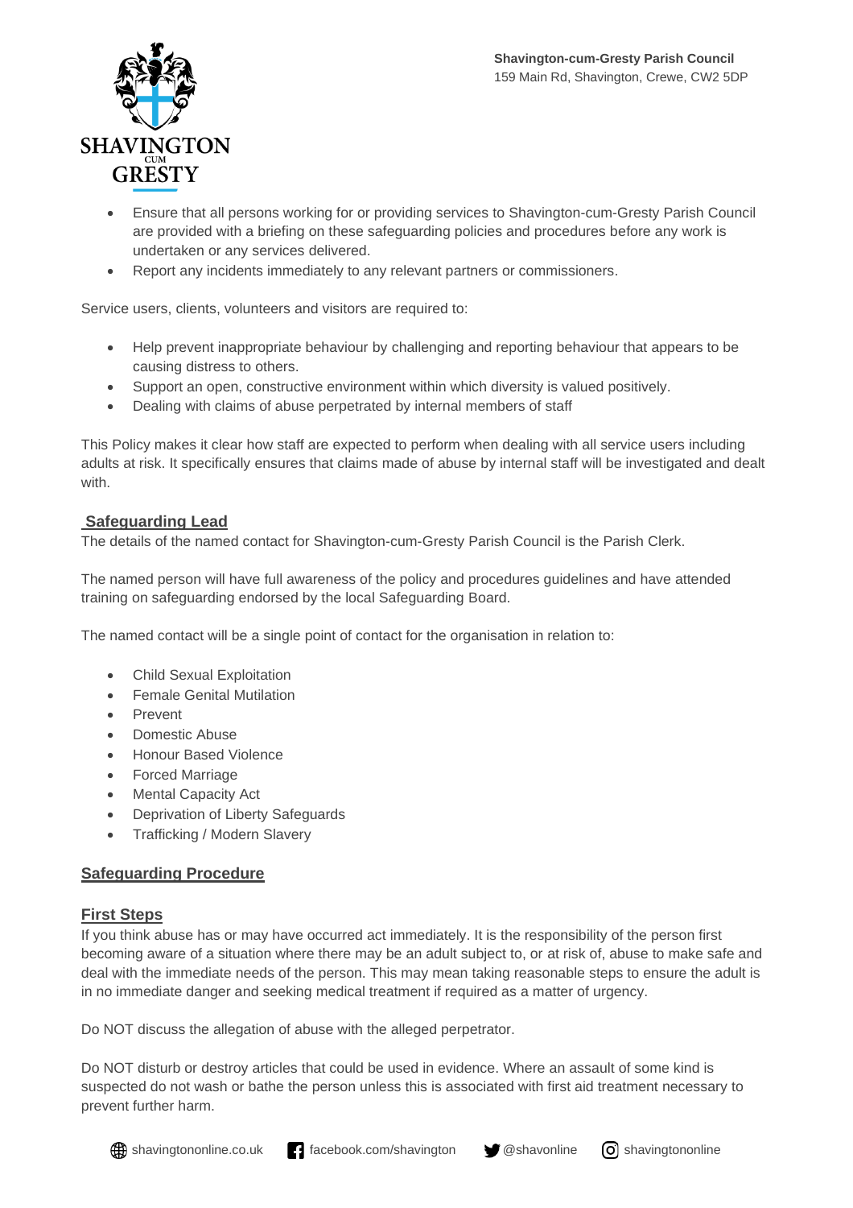- Ensure that all persons working for or providing services to Shavington-cum-Gresty Parish Council are provided with a briefing on these safeguarding policies and procedures before any work is undertaken or any services delivered.
- Report any incidents immediately to any relevant partners or commissioners.

Service users, clients, volunteers and visitors are required to:

- Help prevent inappropriate behaviour by challenging and reporting behaviour that appears to be causing distress to others.
- Support an open, constructive environment within which diversity is valued positively.
- Dealing with claims of abuse perpetrated by internal members of staff

This Policy makes it clear how staff are expected to perform when dealing with all service users including adults at risk. It specifically ensures that claims made of abuse by internal staff will be investigated and dealt with.

## Safeguarding Lead

The details of the named contact for Shavington-cum-Gresty Parish Council is the Parish Clerk.

The named person will have full awareness of the policy and procedures guidelines and have attended training on safeguarding endorsed by the local Safeguarding Board.

The named contact will be a single point of contact for the organisation in relation to:

- Child Sexual Exploitation
- Female Genital Mutilation
- Prevent
- Domestic Abuse
- Honour Based Violence
- Forced Marriage
- Mental Capacity Act
- Deprivation of Liberty Safeguards
- Trafficking / Modern Slavery

## Safeguarding Procedure

### First Steps

If you think abuse has or may have occurred act immediately. It is the responsibility of the person first becoming aware of a situation where there may be an adult subject to, or at risk of, abuse to make safe and deal with the immediate needs of the person. This may mean taking reasonable steps to ensure the adult is in no immediate danger and seeking medical treatment if required as a matter of urgency.

Do NOT discuss the allegation of abuse with the alleged perpetrator.

Do NOT disturb or destroy articles that could be used in evidence. Where an assault of some kind is suspected do not wash or bathe the person unless this is associated with first aid treatment necessary to prevent further harm.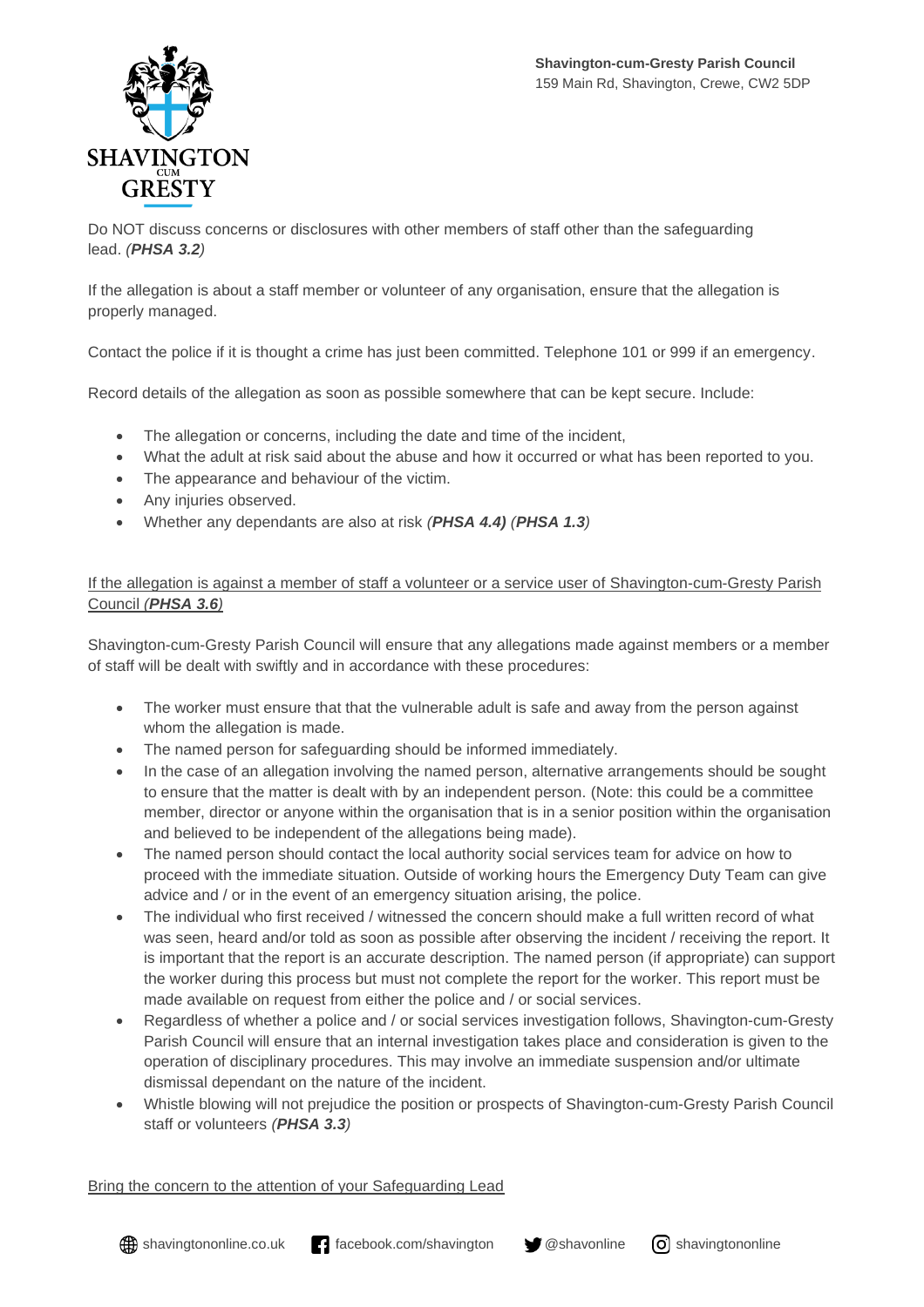Do NOT discuss concerns or disclosures with other members of staff other than the safeguarding lead. *(**PHSA 3.2**)*

If the allegation is about a staff member or volunteer of any organisation, ensure that the allegation is properly managed.

Contact the police if it is thought a crime has just been committed. Telephone 101 or 999 if an emergency.

Record details of the allegation as soon as possible somewhere that can be kept secure. Include:

- The allegation or concerns, including the date and time of the incident,
- What the adult at risk said about the abuse and how it occurred or what has been reported to you.
- The appearance and behaviour of the victim.
- Any injuries observed.
- Whether any dependants are also at risk *(**PHSA 4.4**) (**PHSA 1.3**)*

<u>If the allegation is against a member of staff a volunteer or a service user of Shavington-cum-Gresty Parish Council *(**PHSA 3.6**)*</u>

Shavington-cum-Gresty Parish Council will ensure that any allegations made against members or a member of staff will be dealt with swiftly and in accordance with these procedures:

- The worker must ensure that that the vulnerable adult is safe and away from the person against whom the allegation is made.
- The named person for safeguarding should be informed immediately.
- In the case of an allegation involving the named person, alternative arrangements should be sought to ensure that the matter is dealt with by an independent person. (Note: this could be a committee member, director or anyone within the organisation that is in a senior position within the organisation and believed to be independent of the allegations being made).
- The named person should contact the local authority social services team for advice on how to proceed with the immediate situation. Outside of working hours the Emergency Duty Team can give advice and / or in the event of an emergency situation arising, the police.
- The individual who first received / witnessed the concern should make a full written record of what was seen, heard and/or told as soon as possible after observing the incident / receiving the report. It is important that the report is an accurate description. The named person (if appropriate) can support the worker during this process but must not complete the report for the worker. This report must be made available on request from either the police and / or social services.
- Regardless of whether a police and / or social services investigation follows, Shavington-cum-Gresty Parish Council will ensure that an internal investigation takes place and consideration is given to the operation of disciplinary procedures. This may involve an immediate suspension and/or ultimate dismissal dependant on the nature of the incident.
- Whistle blowing will not prejudice the position or prospects of Shavington-cum-Gresty Parish Council staff or volunteers *(**PHSA 3.3**)*

<u>Bring the concern to the attention of your Safeguarding Lead</u>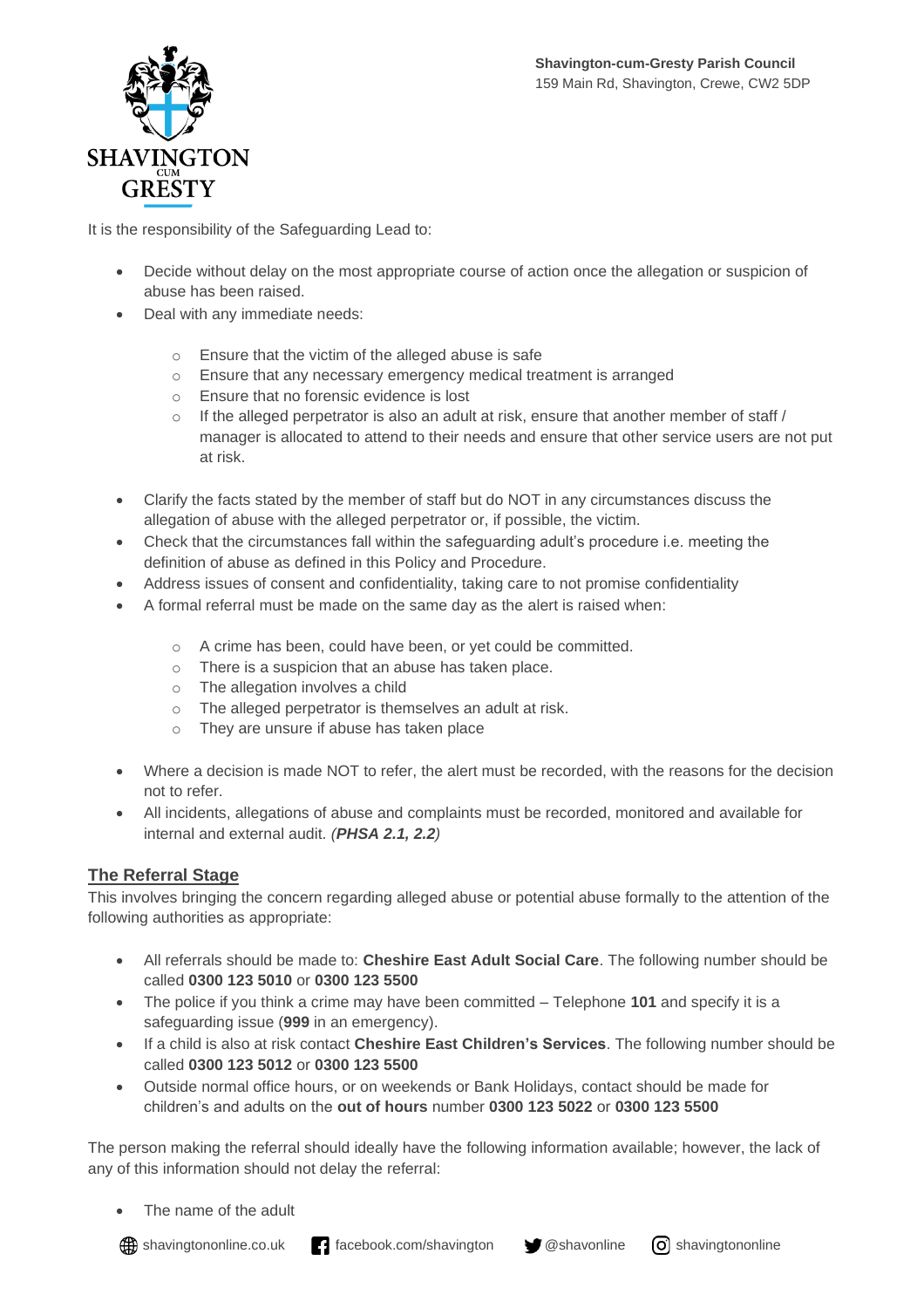It is the responsibility of the Safeguarding Lead to:

- Decide without delay on the most appropriate course of action once the allegation or suspicion of abuse has been raised.
- Deal with any immediate needs:
  - Ensure that the victim of the alleged abuse is safe
  - Ensure that any necessary emergency medical treatment is arranged
  - Ensure that no forensic evidence is lost
  - If the alleged perpetrator is also an adult at risk, ensure that another member of staff / manager is allocated to attend to their needs and ensure that other service users are not put at risk.
- Clarify the facts stated by the member of staff but do NOT in any circumstances discuss the allegation of abuse with the alleged perpetrator or, if possible, the victim.
- Check that the circumstances fall within the safeguarding adult's procedure i.e. meeting the definition of abuse as defined in this Policy and Procedure.
- Address issues of consent and confidentiality, taking care to not promise confidentiality
- A formal referral must be made on the same day as the alert is raised when:
  - A crime has been, could have been, or yet could be committed.
  - There is a suspicion that an abuse has taken place.
  - The allegation involves a child
  - The alleged perpetrator is themselves an adult at risk.
  - They are unsure if abuse has taken place
- Where a decision is made NOT to refer, the alert must be recorded, with the reasons for the decision not to refer.
- All incidents, allegations of abuse and complaints must be recorded, monitored and available for internal and external audit. *(**PHSA 2.1, 2.2**)*

## The Referral Stage

This involves bringing the concern regarding alleged abuse or potential abuse formally to the attention of the following authorities as appropriate:

- All referrals should be made to: **Cheshire East Adult Social Care**. The following number should be called **0300 123 5010** or **0300 123 5500**
- The police if you think a crime may have been committed – Telephone **101** and specify it is a safeguarding issue (**999** in an emergency).
- If a child is also at risk contact **Cheshire East Children's Services**. The following number should be called **0300 123 5012** or **0300 123 5500**
- Outside normal office hours, or on weekends or Bank Holidays, contact should be made for children's and adults on the **out of hours** number **0300 123 5022** or **0300 123 5500**

The person making the referral should ideally have the following information available; however, the lack of any of this information should not delay the referral:

- The name of the adult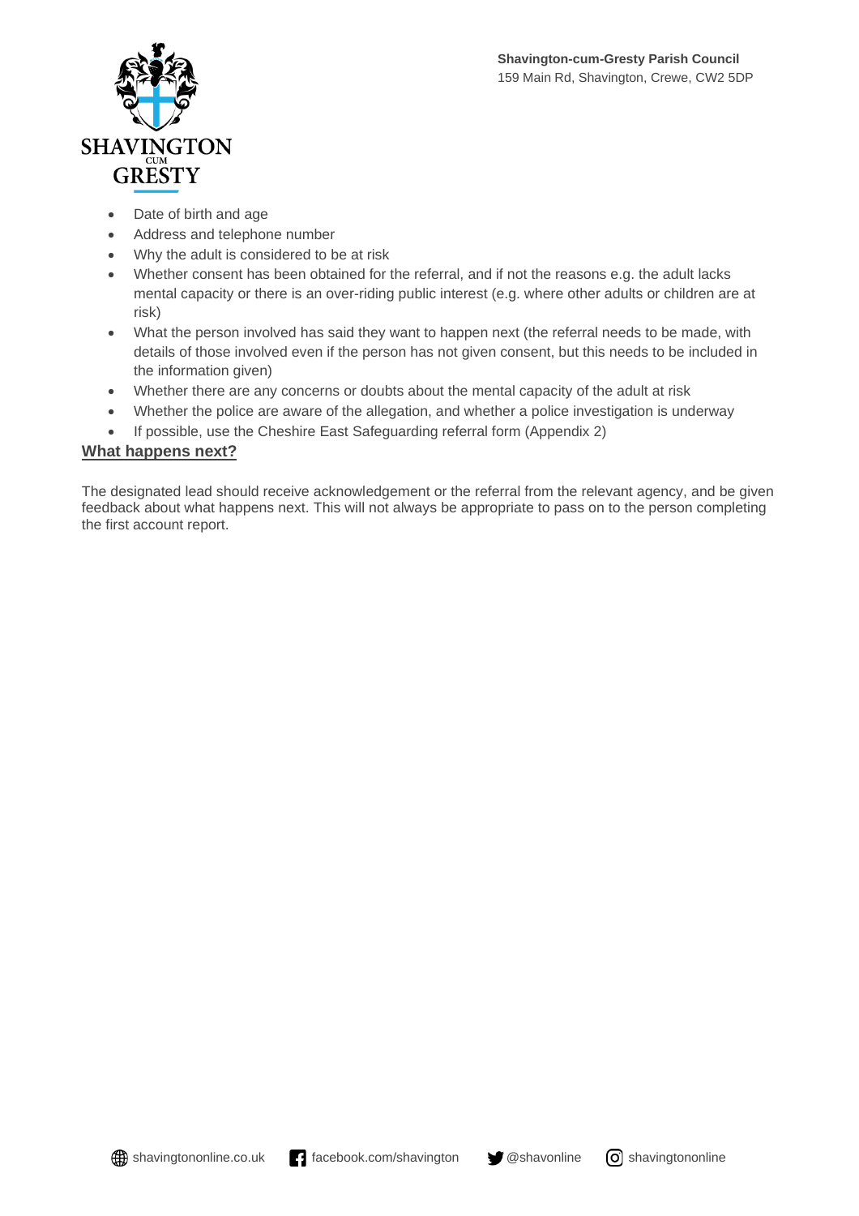- Date of birth and age
- Address and telephone number
- Why the adult is considered to be at risk
- Whether consent has been obtained for the referral, and if not the reasons e.g. the adult lacks mental capacity or there is an over-riding public interest (e.g. where other adults or children are at risk)
- What the person involved has said they want to happen next (the referral needs to be made, with details of those involved even if the person has not given consent, but this needs to be included in the information given)
- Whether there are any concerns or doubts about the mental capacity of the adult at risk
- Whether the police are aware of the allegation, and whether a police investigation is underway
- If possible, use the Cheshire East Safeguarding referral form (Appendix 2)

**What happens next?**

The designated lead should receive acknowledgement or the referral from the relevant agency, and be given feedback about what happens next. This will not always be appropriate to pass on to the person completing the first account report.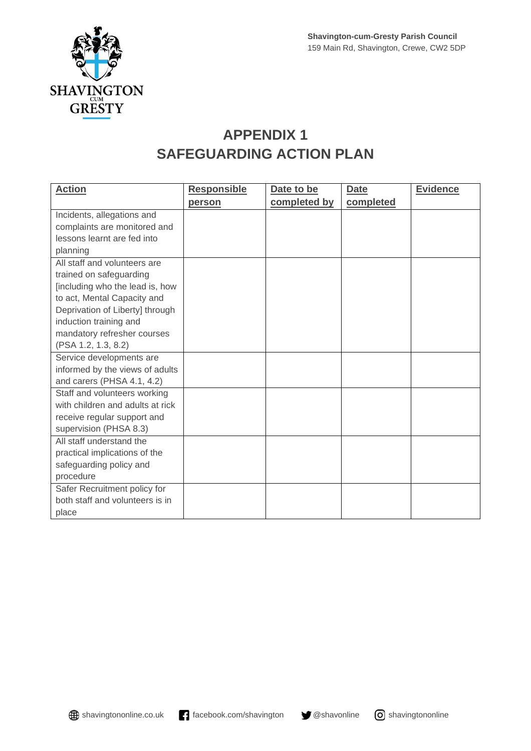# APPENDIX 1
# SAFEGUARDING ACTION PLAN

| Action | Responsible person | Date to be completed by | Date completed | Evidence |
|---|---|---|---|---|
| Incidents, allegations and complaints are monitored and lessons learnt are fed into planning | | | | |
| All staff and volunteers are trained on safeguarding [including who the lead is, how to act, Mental Capacity and Deprivation of Liberty] through induction training and mandatory refresher courses (PSA 1.2, 1.3, 8.2) | | | | |
| Service developments are informed by the views of adults and carers (PHSA 4.1, 4.2) | | | | |
| Staff and volunteers working with children and adults at rick receive regular support and supervision (PHSA 8.3) | | | | |
| All staff understand the practical implications of the safeguarding policy and procedure | | | | |
| Safer Recruitment policy for both staff and volunteers is in place | | | | |